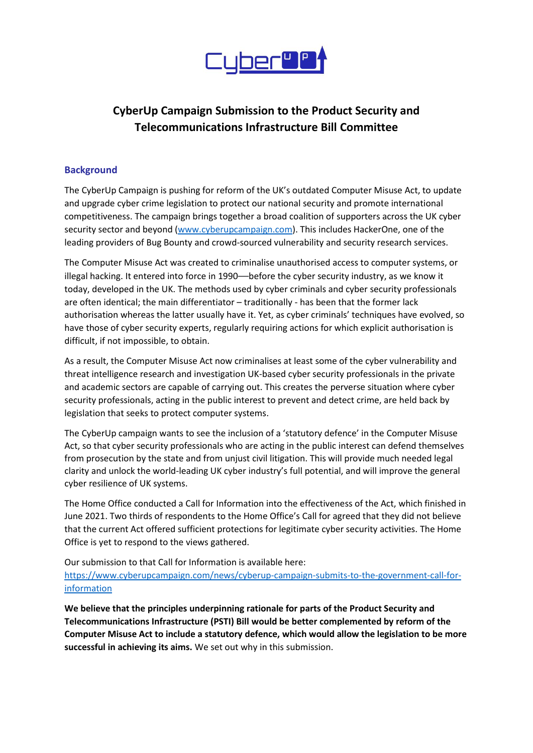# CyberUp Campaign Submission to the Product Security and Telecommunications Infrastructure Bill Committee

## Background

The CyberUp Campaign is pushing for reform of the UK's outdated Computer Misuse Act, to update and upgrade cyber crime legislation to protect our national security and promote international competitiveness. The campaign brings together a broad coalition of supporters across the UK cyber security sector and beyond ([www.cyberupcampaign.com](www.cyberupcampaign.com)). This includes HackerOne, one of the leading providers of Bug Bounty and crowd-sourced vulnerability and security research services.

The Computer Misuse Act was created to criminalise unauthorised access to computer systems, or illegal hacking. It entered into force in 1990—before the cyber security industry, as we know it today, developed in the UK. The methods used by cyber criminals and cyber security professionals are often identical; the main differentiator – traditionally - has been that the former lack authorisation whereas the latter usually have it. Yet, as cyber criminals' techniques have evolved, so have those of cyber security experts, regularly requiring actions for which explicit authorisation is difficult, if not impossible, to obtain.

As a result, the Computer Misuse Act now criminalises at least some of the cyber vulnerability and threat intelligence research and investigation UK-based cyber security professionals in the private and academic sectors are capable of carrying out. This creates the perverse situation where cyber security professionals, acting in the public interest to prevent and detect crime, are held back by legislation that seeks to protect computer systems.

The CyberUp campaign wants to see the inclusion of a 'statutory defence' in the Computer Misuse Act, so that cyber security professionals who are acting in the public interest can defend themselves from prosecution by the state and from unjust civil litigation. This will provide much needed legal clarity and unlock the world-leading UK cyber industry's full potential, and will improve the general cyber resilience of UK systems.

The Home Office conducted a Call for Information into the effectiveness of the Act, which finished in June 2021. Two thirds of respondents to the Home Office's Call for agreed that they did not believe that the current Act offered sufficient protections for legitimate cyber security activities. The Home Office is yet to respond to the views gathered.

Our submission to that Call for Information is available here: [https://www.cyberupcampaign.com/news/cyberup-campaign-submits-to-the-government-call-for-information](https://www.cyberupcampaign.com/news/cyberup-campaign-submits-to-the-government-call-for-information)

**We believe that the principles underpinning rationale for parts of the Product Security and Telecommunications Infrastructure (PSTI) Bill would be better complemented by reform of the Computer Misuse Act to include a statutory defence, which would allow the legislation to be more successful in achieving its aims.** We set out why in this submission.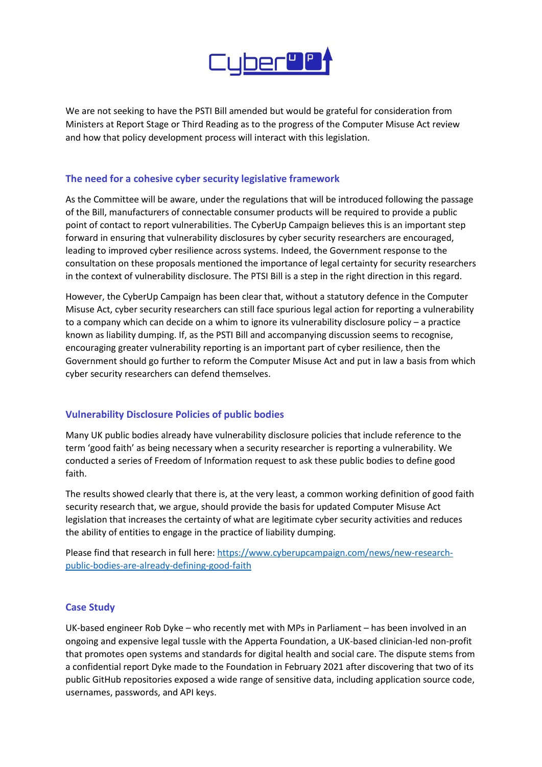We are not seeking to have the PSTI Bill amended but would be grateful for consideration from Ministers at Report Stage or Third Reading as to the progress of the Computer Misuse Act review and how that policy development process will interact with this legislation.

## The need for a cohesive cyber security legislative framework

As the Committee will be aware, under the regulations that will be introduced following the passage of the Bill, manufacturers of connectable consumer products will be required to provide a public point of contact to report vulnerabilities. The CyberUp Campaign believes this is an important step forward in ensuring that vulnerability disclosures by cyber security researchers are encouraged, leading to improved cyber resilience across systems. Indeed, the Government response to the consultation on these proposals mentioned the importance of legal certainty for security researchers in the context of vulnerability disclosure. The PTSI Bill is a step in the right direction in this regard.

However, the CyberUp Campaign has been clear that, without a statutory defence in the Computer Misuse Act, cyber security researchers can still face spurious legal action for reporting a vulnerability to a company which can decide on a whim to ignore its vulnerability disclosure policy – a practice known as liability dumping. If, as the PSTI Bill and accompanying discussion seems to recognise, encouraging greater vulnerability reporting is an important part of cyber resilience, then the Government should go further to reform the Computer Misuse Act and put in law a basis from which cyber security researchers can defend themselves.

## Vulnerability Disclosure Policies of public bodies

Many UK public bodies already have vulnerability disclosure policies that include reference to the term 'good faith' as being necessary when a security researcher is reporting a vulnerability. We conducted a series of Freedom of Information request to ask these public bodies to define good faith.

The results showed clearly that there is, at the very least, a common working definition of good faith security research that, we argue, should provide the basis for updated Computer Misuse Act legislation that increases the certainty of what are legitimate cyber security activities and reduces the ability of entities to engage in the practice of liability dumping.

Please find that research in full here: [https://www.cyberupcampaign.com/news/new-research-public-bodies-are-already-defining-good-faith](https://www.cyberupcampaign.com/news/new-research-public-bodies-are-already-defining-good-faith)

## Case Study

UK-based engineer Rob Dyke – who recently met with MPs in Parliament – has been involved in an ongoing and expensive legal tussle with the Apperta Foundation, a UK-based clinician-led non-profit that promotes open systems and standards for digital health and social care. The dispute stems from a confidential report Dyke made to the Foundation in February 2021 after discovering that two of its public GitHub repositories exposed a wide range of sensitive data, including application source code, usernames, passwords, and API keys.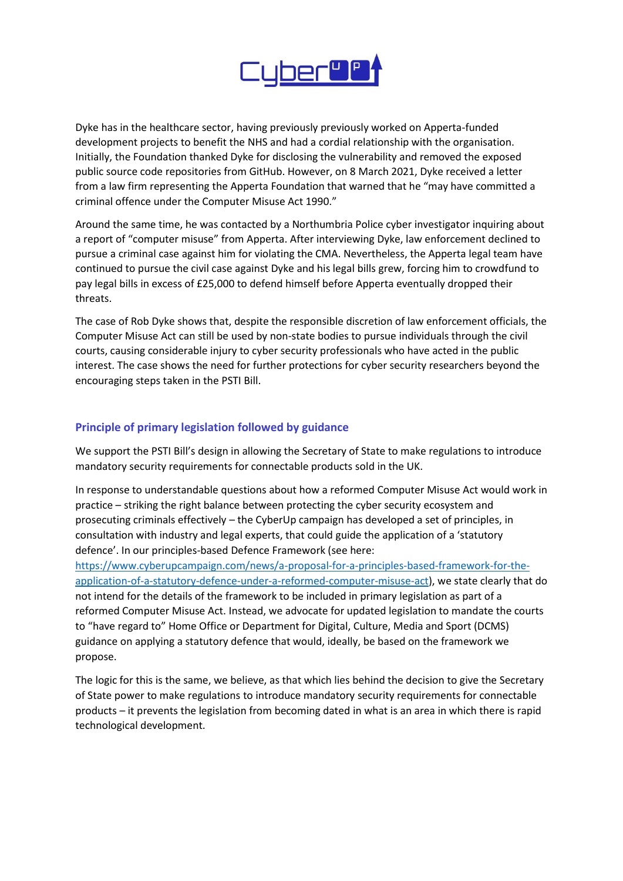Dyke has in the healthcare sector, having previously previously worked on Apperta-funded development projects to benefit the NHS and had a cordial relationship with the organisation. Initially, the Foundation thanked Dyke for disclosing the vulnerability and removed the exposed public source code repositories from GitHub. However, on 8 March 2021, Dyke received a letter from a law firm representing the Apperta Foundation that warned that he "may have committed a criminal offence under the Computer Misuse Act 1990."

Around the same time, he was contacted by a Northumbria Police cyber investigator inquiring about a report of "computer misuse" from Apperta. After interviewing Dyke, law enforcement declined to pursue a criminal case against him for violating the CMA. Nevertheless, the Apperta legal team have continued to pursue the civil case against Dyke and his legal bills grew, forcing him to crowdfund to pay legal bills in excess of £25,000 to defend himself before Apperta eventually dropped their threats.

The case of Rob Dyke shows that, despite the responsible discretion of law enforcement officials, the Computer Misuse Act can still be used by non-state bodies to pursue individuals through the civil courts, causing considerable injury to cyber security professionals who have acted in the public interest. The case shows the need for further protections for cyber security researchers beyond the encouraging steps taken in the PSTI Bill.

## Principle of primary legislation followed by guidance

We support the PSTI Bill's design in allowing the Secretary of State to make regulations to introduce mandatory security requirements for connectable products sold in the UK.

In response to understandable questions about how a reformed Computer Misuse Act would work in practice – striking the right balance between protecting the cyber security ecosystem and prosecuting criminals effectively – the CyberUp campaign has developed a set of principles, in consultation with industry and legal experts, that could guide the application of a 'statutory defence'. In our principles-based Defence Framework (see here: [https://www.cyberupcampaign.com/news/a-proposal-for-a-principles-based-framework-for-the-application-of-a-statutory-defence-under-a-reformed-computer-misuse-act](https://www.cyberupcampaign.com/news/a-proposal-for-a-principles-based-framework-for-the-application-of-a-statutory-defence-under-a-reformed-computer-misuse-act)), we state clearly that do not intend for the details of the framework to be included in primary legislation as part of a reformed Computer Misuse Act. Instead, we advocate for updated legislation to mandate the courts to "have regard to" Home Office or Department for Digital, Culture, Media and Sport (DCMS) guidance on applying a statutory defence that would, ideally, be based on the framework we propose.

The logic for this is the same, we believe, as that which lies behind the decision to give the Secretary of State power to make regulations to introduce mandatory security requirements for connectable products – it prevents the legislation from becoming dated in what is an area in which there is rapid technological development.